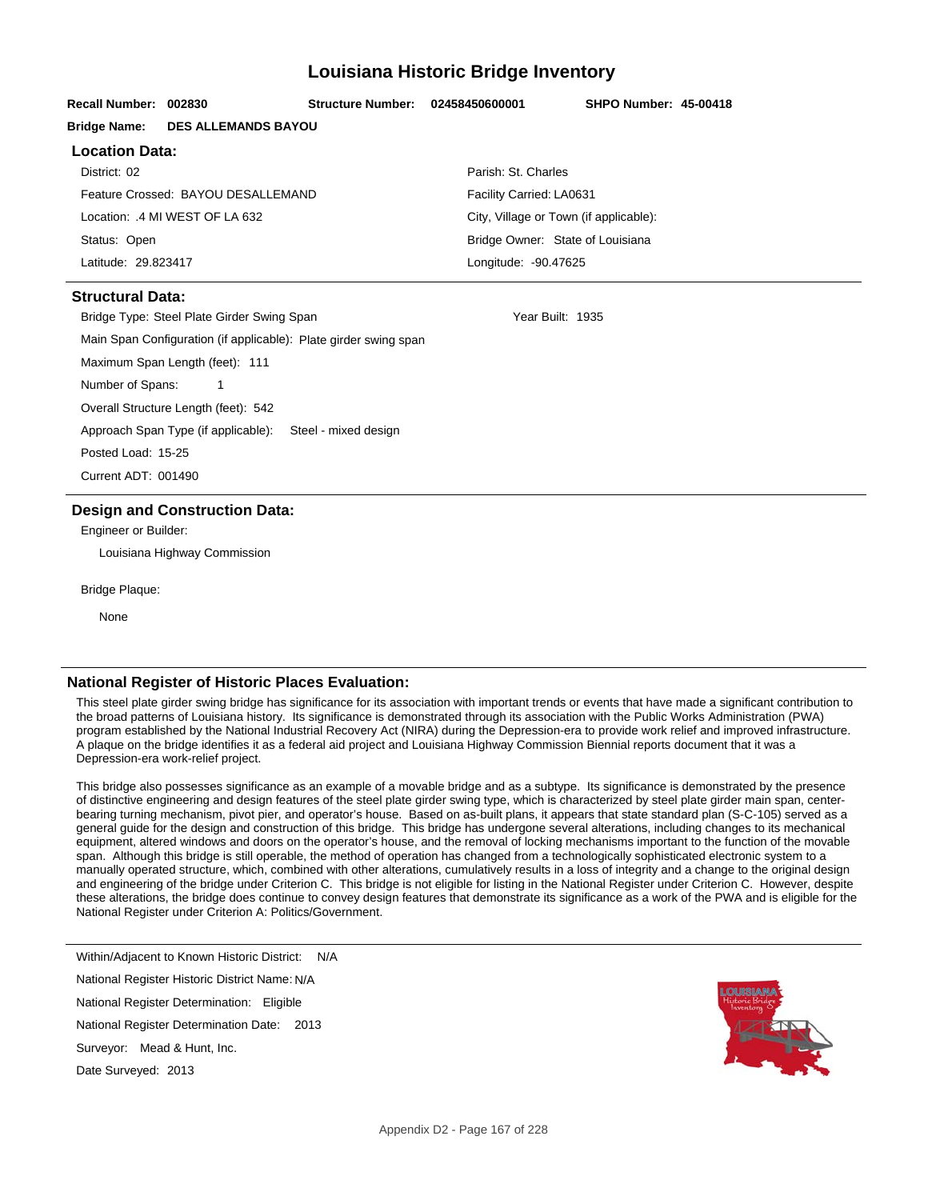# Louisiana Historic Bridge Inventory

**Recall Number:** 002830 **Structure Number:** 02458450600001 **SHPO Number:** 45-00418

**Bridge Name:** DES ALLEMANDS BAYOU

## Location Data:

District: 02

Parish: St. Charles

Feature Crossed: BAYOU DESALLEMAND

Facility Carried: LA0631

Location: .4 MI WEST OF LA 632

City, Village or Town (if applicable):

Status: Open

Bridge Owner: State of Louisiana

Latitude: 29.823417

Longitude: -90.47625

## Structural Data:

Bridge Type: Steel Plate Girder Swing Span

Year Built: 1935

Main Span Configuration (if applicable): Plate girder swing span

Maximum Span Length (feet): 111

Number of Spans: 1

Overall Structure Length (feet): 542

Approach Span Type (if applicable): Steel - mixed design

Posted Load: 15-25

Current ADT: 001490

## Design and Construction Data:

Engineer or Builder:

Louisiana Highway Commission

Bridge Plaque:

None

## National Register of Historic Places Evaluation:

This steel plate girder swing bridge has significance for its association with important trends or events that have made a significant contribution to the broad patterns of Louisiana history. Its significance is demonstrated through its association with the Public Works Administration (PWA) program established by the National Industrial Recovery Act (NIRA) during the Depression-era to provide work relief and improved infrastructure. A plaque on the bridge identifies it as a federal aid project and Louisiana Highway Commission Biennial reports document that it was a Depression-era work-relief project.

This bridge also possesses significance as an example of a movable bridge and as a subtype. Its significance is demonstrated by the presence of distinctive engineering and design features of the steel plate girder swing type, which is characterized by steel plate girder main span, center-bearing turning mechanism, pivot pier, and operator's house. Based on as-built plans, it appears that state standard plan (S-C-105) served as a general guide for the design and construction of this bridge. This bridge has undergone several alterations, including changes to its mechanical equipment, altered windows and doors on the operator's house, and the removal of locking mechanisms important to the function of the movable span. Although this bridge is still operable, the method of operation has changed from a technologically sophisticated electronic system to a manually operated structure, which, combined with other alterations, cumulatively results in a loss of integrity and a change to the original design and engineering of the bridge under Criterion C. This bridge is not eligible for listing in the National Register under Criterion C. However, despite these alterations, the bridge does continue to convey design features that demonstrate its significance as a work of the PWA and is eligible for the National Register under Criterion A: Politics/Government.

Within/Adjacent to Known Historic District: N/A

National Register Historic District Name: N/A

National Register Determination: Eligible

National Register Determination Date: 2013

Surveyor: Mead & Hunt, Inc.

Date Surveyed: 2013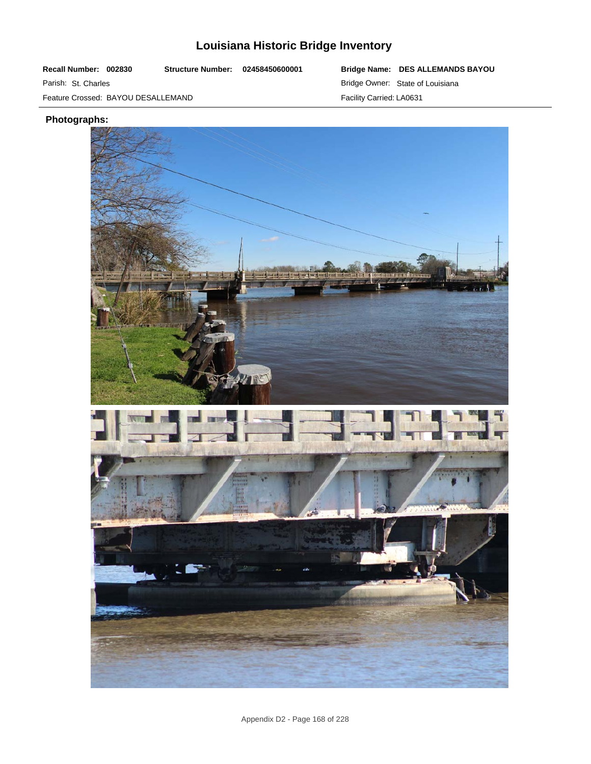# Louisiana Historic Bridge Inventory

**Recall Number:** 002830 **Structure Number:** 02458450600001 **Bridge Name:** DES ALLEMANDS BAYOU

Parish: St. Charles

Bridge Owner: State of Louisiana

Feature Crossed: BAYOU DESALLEMAND

Facility Carried: LA0631

**Photographs:**

Appendix D2 - Page 168 of 228